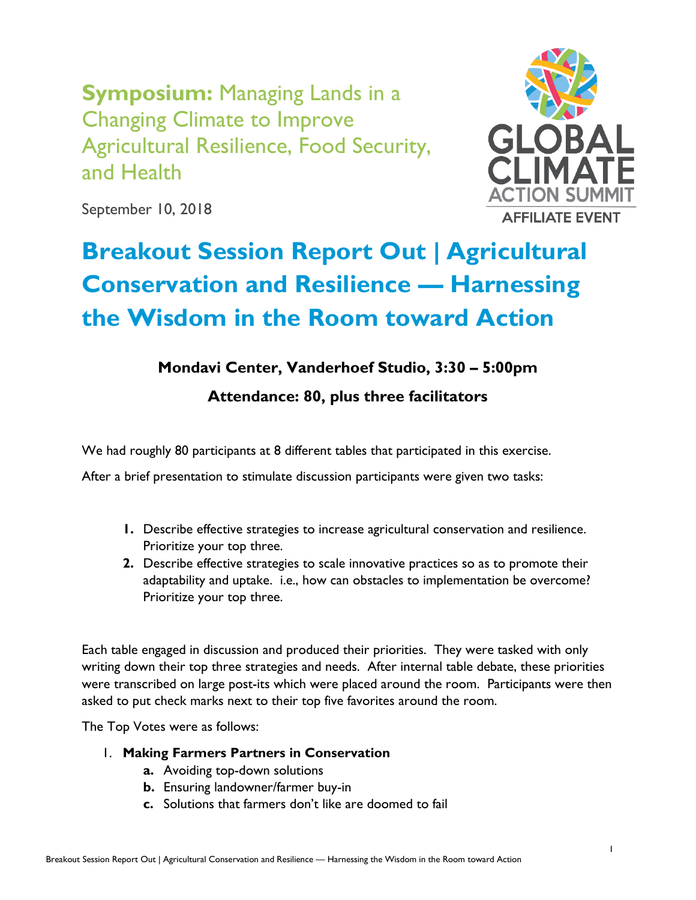**Symposium:** Managing Lands in a Changing Climate to Improve Agricultural Resilience, Food Security, and Health

September 10, 2018

GLOBAL CLIMATE ACTION SUMMIT AFFILIATE EVENT

# Breakout Session Report Out | Agricultural Conservation and Resilience — Harnessing the Wisdom in the Room toward Action

**Mondavi Center, Vanderhoef Studio, 3:30 – 5:00pm**

**Attendance: 80, plus three facilitators**

We had roughly 80 participants at 8 different tables that participated in this exercise.

After a brief presentation to stimulate discussion participants were given two tasks:

1. Describe effective strategies to increase agricultural conservation and resilience. Prioritize your top three.
2. Describe effective strategies to scale innovative practices so as to promote their adaptability and uptake. i.e., how can obstacles to implementation be overcome? Prioritize your top three.

Each table engaged in discussion and produced their priorities. They were tasked with only writing down their top three strategies and needs. After internal table debate, these priorities were transcribed on large post-its which were placed around the room. Participants were then asked to put check marks next to their top five favorites around the room.

The Top Votes were as follows:

1. **Making Farmers Partners in Conservation**
   - **a.** Avoiding top-down solutions
   - **b.** Ensuring landowner/farmer buy-in
   - **c.** Solutions that farmers don't like are doomed to fail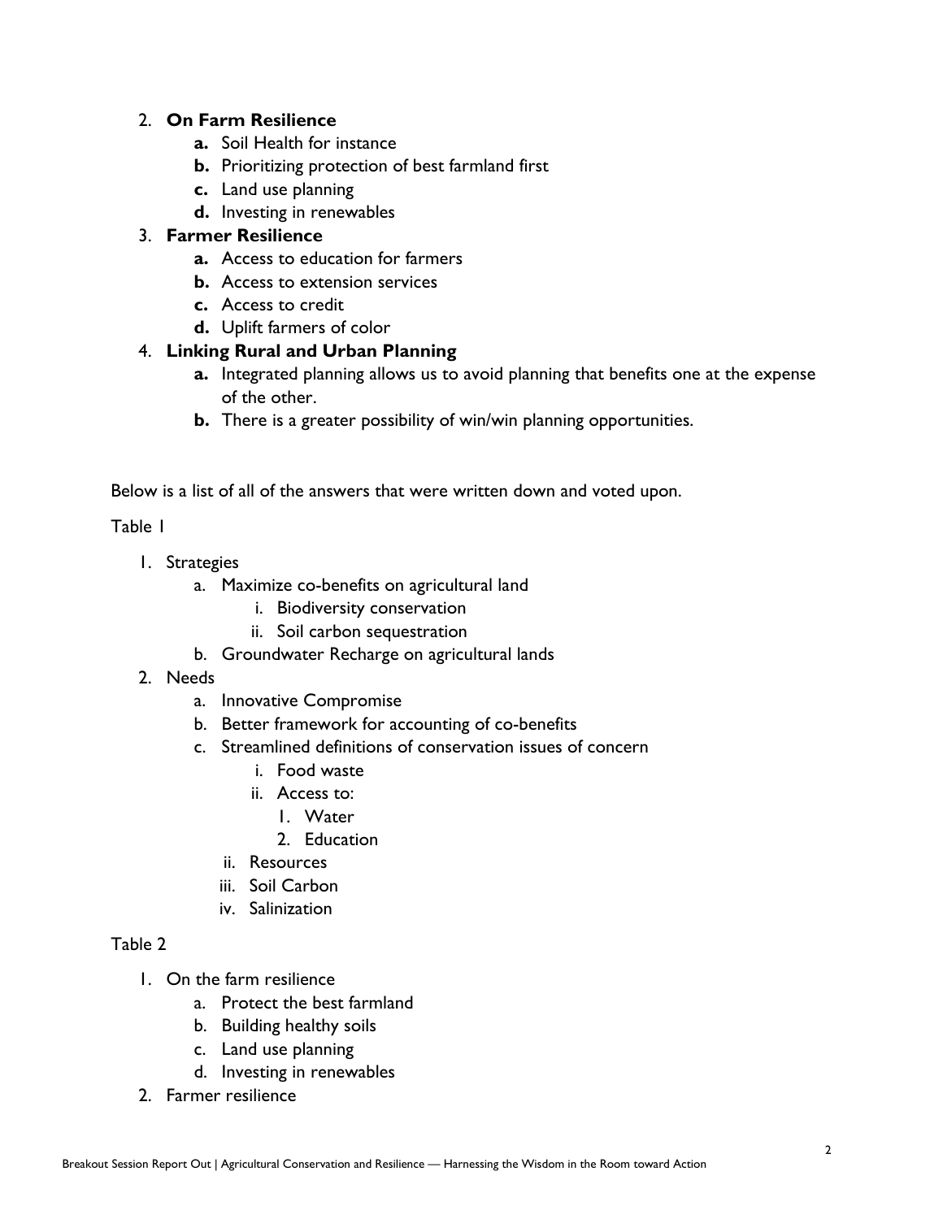2. **On Farm Resilience**
    - **a.** Soil Health for instance
    - **b.** Prioritizing protection of best farmland first
    - **c.** Land use planning
    - **d.** Investing in renewables
3. **Farmer Resilience**
    - **a.** Access to education for farmers
    - **b.** Access to extension services
    - **c.** Access to credit
    - **d.** Uplift farmers of color
4. **Linking Rural and Urban Planning**
    - **a.** Integrated planning allows us to avoid planning that benefits one at the expense of the other.
    - **b.** There is a greater possibility of win/win planning opportunities.

Below is a list of all of the answers that were written down and voted upon.

Table 1

1. Strategies
    - a. Maximize co-benefits on agricultural land
        - i. Biodiversity conservation
        - ii. Soil carbon sequestration
    - b. Groundwater Recharge on agricultural lands
2. Needs
    - a. Innovative Compromise
    - b. Better framework for accounting of co-benefits
    - c. Streamlined definitions of conservation issues of concern
        - i. Food waste
        - ii. Access to:
            1. Water
            2. Education
        - ii. Resources
        - iii. Soil Carbon
        - iv. Salinization

Table 2

1. On the farm resilience
    - a. Protect the best farmland
    - b. Building healthy soils
    - c. Land use planning
    - d. Investing in renewables
2. Farmer resilience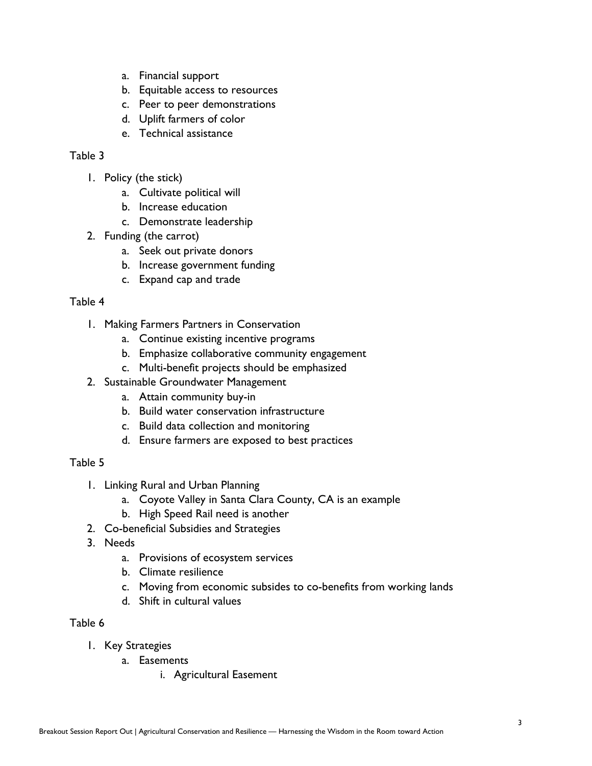a. Financial support
   b. Equitable access to resources
   c. Peer to peer demonstrations
   d. Uplift farmers of color
   e. Technical assistance

Table 3

1. Policy (the stick)
   a. Cultivate political will
   b. Increase education
   c. Demonstrate leadership
2. Funding (the carrot)
   a. Seek out private donors
   b. Increase government funding
   c. Expand cap and trade

Table 4

1. Making Farmers Partners in Conservation
   a. Continue existing incentive programs
   b. Emphasize collaborative community engagement
   c. Multi-benefit projects should be emphasized
2. Sustainable Groundwater Management
   a. Attain community buy-in
   b. Build water conservation infrastructure
   c. Build data collection and monitoring
   d. Ensure farmers are exposed to best practices

Table 5

1. Linking Rural and Urban Planning
   a. Coyote Valley in Santa Clara County, CA is an example
   b. High Speed Rail need is another
2. Co-beneficial Subsidies and Strategies
3. Needs
   a. Provisions of ecosystem services
   b. Climate resilience
   c. Moving from economic subsides to co-benefits from working lands
   d. Shift in cultural values

Table 6

1. Key Strategies
   a. Easements
      i. Agricultural Easement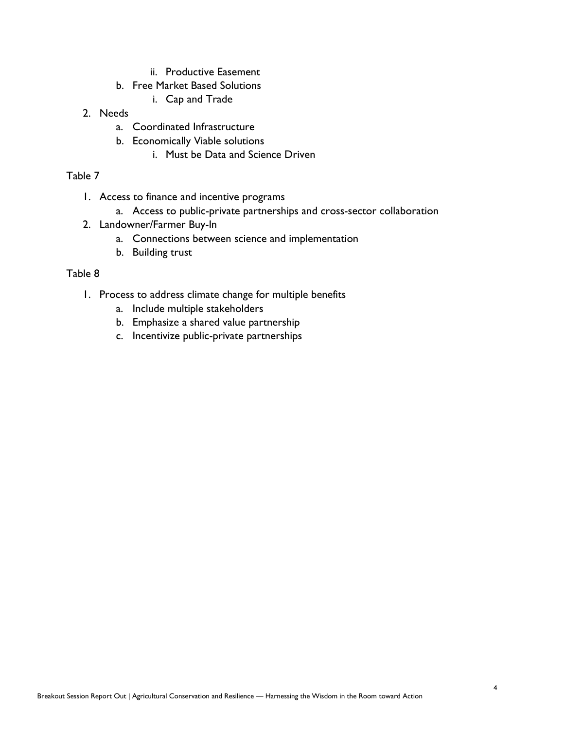ii. Productive Easement
   b. Free Market Based Solutions
      i. Cap and Trade
2. Needs
   a. Coordinated Infrastructure
   b. Economically Viable solutions
      i. Must be Data and Science Driven

Table 7

1. Access to finance and incentive programs
   a. Access to public-private partnerships and cross-sector collaboration
2. Landowner/Farmer Buy-In
   a. Connections between science and implementation
   b. Building trust

Table 8

1. Process to address climate change for multiple benefits
   a. Include multiple stakeholders
   b. Emphasize a shared value partnership
   c. Incentivize public-private partnerships